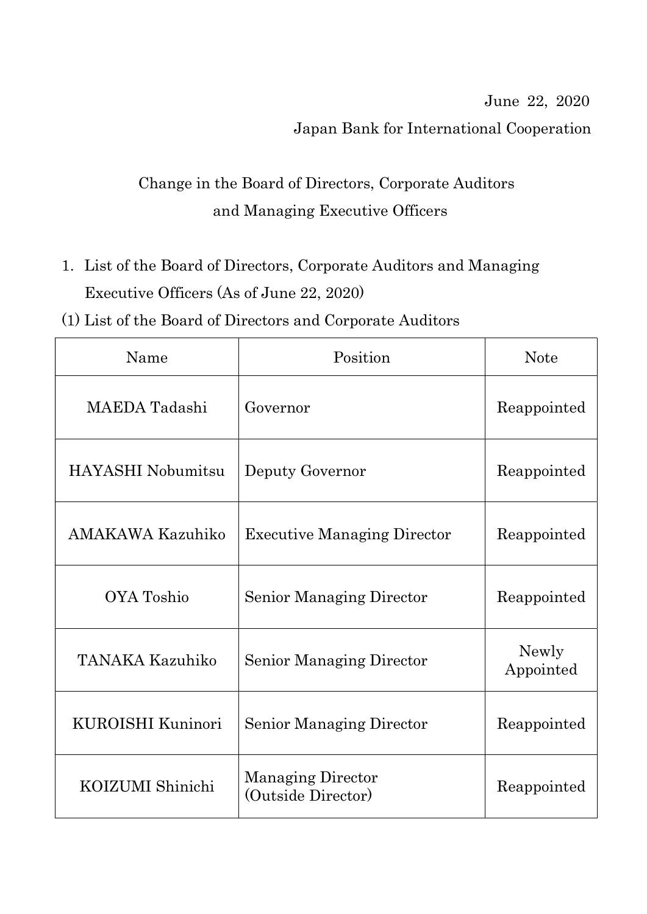June 22, 2020

Japan Bank for International Cooperation

# Change in the Board of Directors, Corporate Auditors and Managing Executive Officers

1. List of the Board of Directors, Corporate Auditors and Managing Executive Officers (As of June 22, 2020)

(1) List of the Board of Directors and Corporate Auditors

| Name | Position | Note |
|---|---|---|
| MAEDA Tadashi | Governor | Reappointed |
| HAYASHI Nobumitsu | Deputy Governor | Reappointed |
| AMAKAWA Kazuhiko | Executive Managing Director | Reappointed |
| OYA Toshio | Senior Managing Director | Reappointed |
| TANAKA Kazuhiko | Senior Managing Director | Newly Appointed |
| KUROISHI Kuninori | Senior Managing Director | Reappointed |
| KOIZUMI Shinichi | Managing Director (Outside Director) | Reappointed |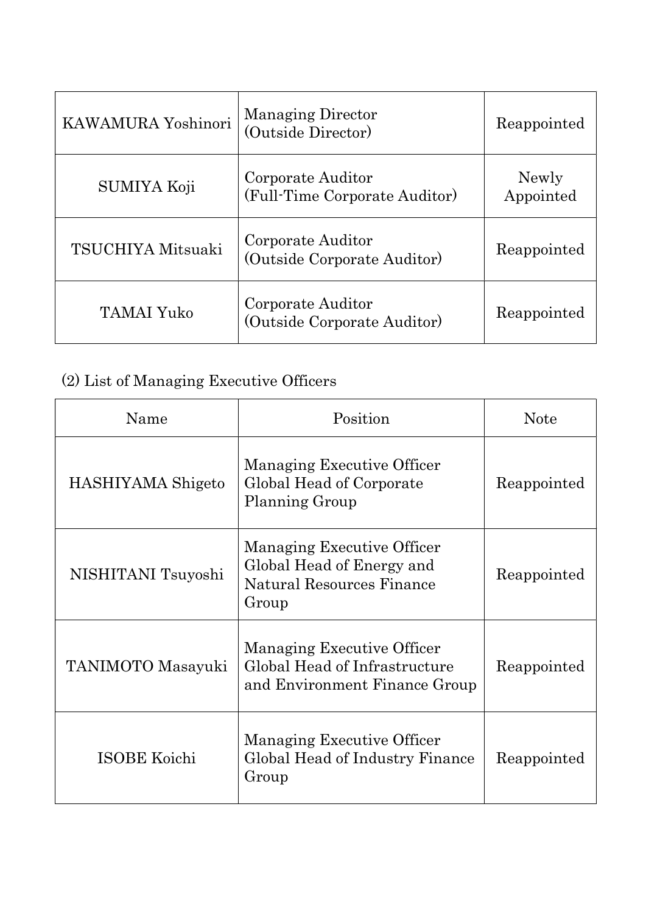| | | |
|---|---|---|
| KAWAMURA Yoshinori | Managing Director (Outside Director) | Reappointed |
| SUMIYA Koji | Corporate Auditor (Full-Time Corporate Auditor) | Newly Appointed |
| TSUCHIYA Mitsuaki | Corporate Auditor (Outside Corporate Auditor) | Reappointed |
| TAMAI Yuko | Corporate Auditor (Outside Corporate Auditor) | Reappointed |

(2) List of Managing Executive Officers

| Name | Position | Note |
|---|---|---|
| HASHIYAMA Shigeto | Managing Executive Officer Global Head of Corporate Planning Group | Reappointed |
| NISHITANI Tsuyoshi | Managing Executive Officer Global Head of Energy and Natural Resources Finance Group | Reappointed |
| TANIMOTO Masayuki | Managing Executive Officer Global Head of Infrastructure and Environment Finance Group | Reappointed |
| ISOBE Koichi | Managing Executive Officer Global Head of Industry Finance Group | Reappointed |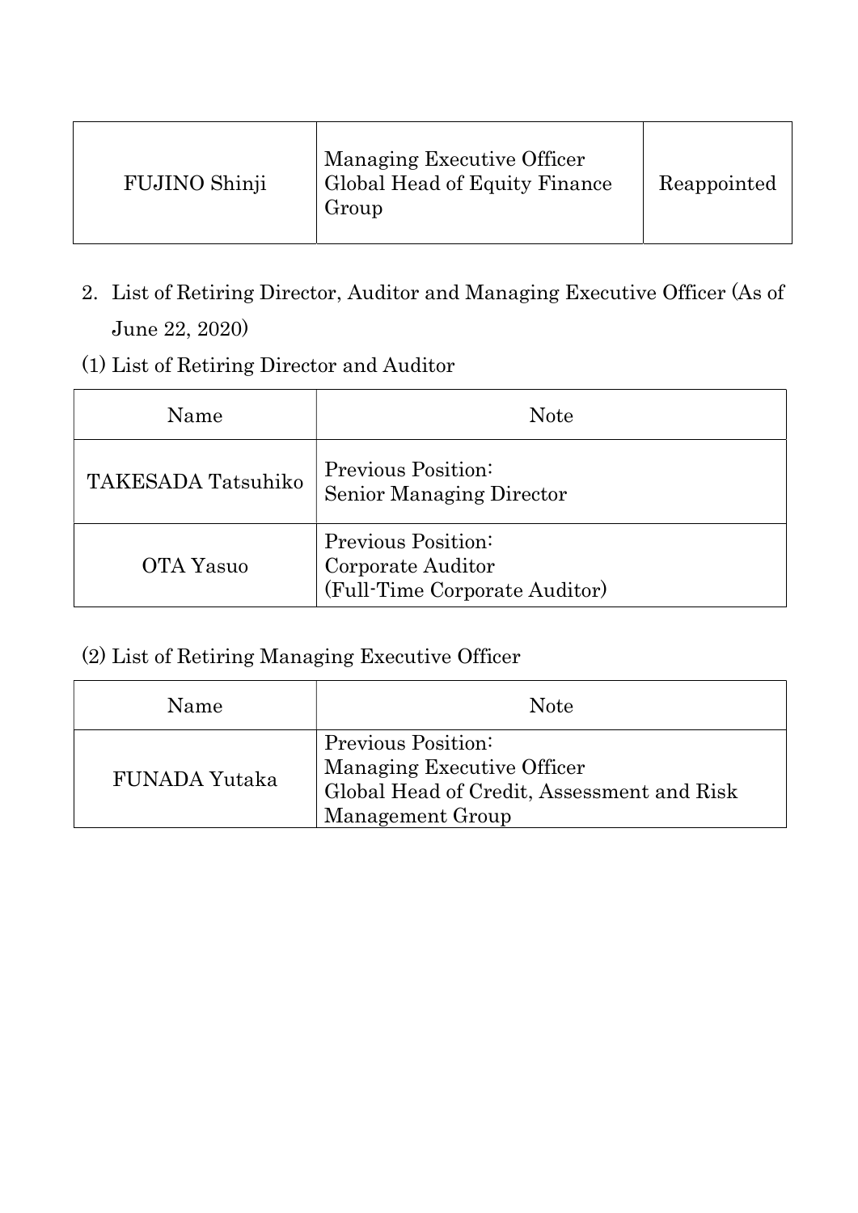| FUJINO Shinji | Managing Executive Officer<br>Global Head of Equity Finance Group | Reappointed |
|---|---|---|

2. List of Retiring Director, Auditor and Managing Executive Officer (As of June 22, 2020)

(1) List of Retiring Director and Auditor

| Name | Note |
|---|---|
| TAKESADA Tatsuhiko | Previous Position:<br>Senior Managing Director |
| OTA Yasuo | Previous Position:<br>Corporate Auditor<br>(Full-Time Corporate Auditor) |

(2) List of Retiring Managing Executive Officer

| Name | Note |
|---|---|
| FUNADA Yutaka | Previous Position:<br>Managing Executive Officer<br>Global Head of Credit, Assessment and Risk Management Group |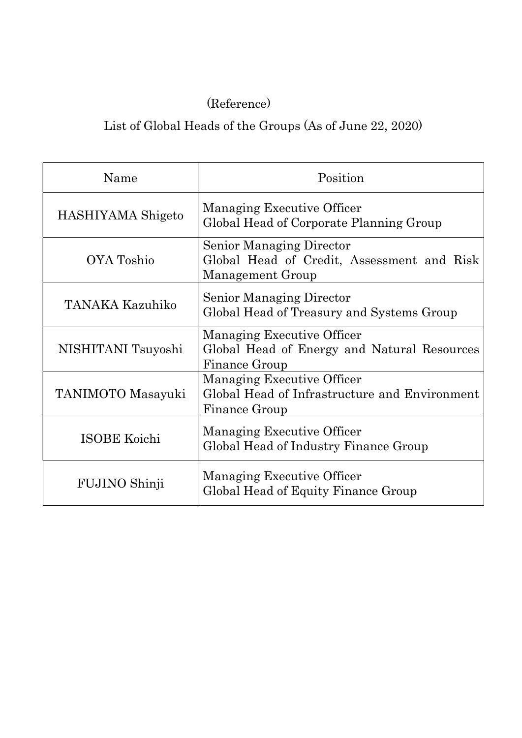(Reference)

List of Global Heads of the Groups (As of June 22, 2020)

| Name | Position |
|---|---|
| HASHIYAMA Shigeto | Managing Executive Officer<br>Global Head of Corporate Planning Group |
| OYA Toshio | Senior Managing Director<br>Global Head of Credit, Assessment and Risk Management Group |
| TANAKA Kazuhiko | Senior Managing Director<br>Global Head of Treasury and Systems Group |
| NISHITANI Tsuyoshi | Managing Executive Officer<br>Global Head of Energy and Natural Resources Finance Group |
| TANIMOTO Masayuki | Managing Executive Officer<br>Global Head of Infrastructure and Environment Finance Group |
| ISOBE Koichi | Managing Executive Officer<br>Global Head of Industry Finance Group |
| FUJINO Shinji | Managing Executive Officer<br>Global Head of Equity Finance Group |